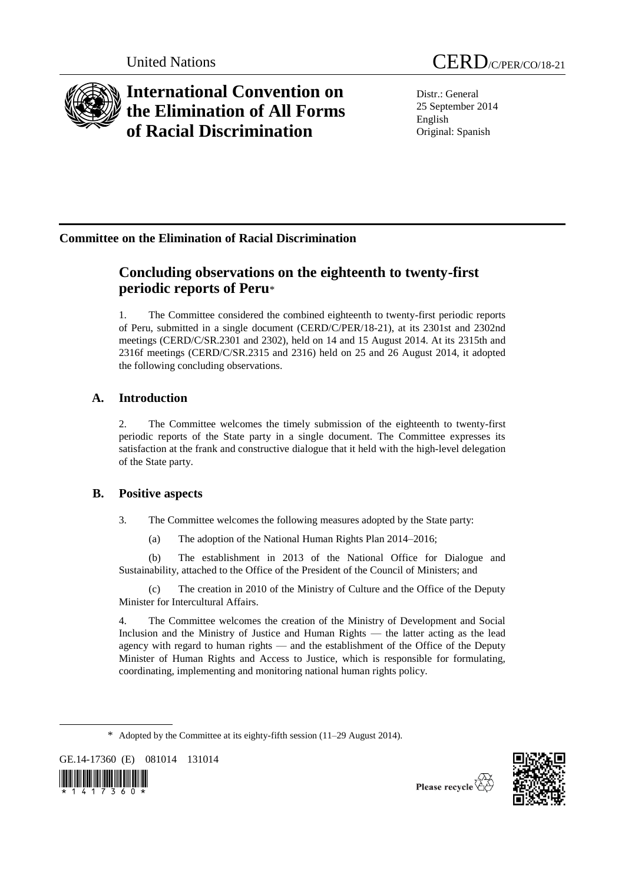United Nations

CERD/C/PER/CO/18-21

# International Convention on the Elimination of All Forms of Racial Discrimination

Distr.: General
25 September 2014
English
Original: Spanish

## Committee on the Elimination of Racial Discrimination

## Concluding observations on the eighteenth to twenty-first periodic reports of Peru*

1. The Committee considered the combined eighteenth to twenty-first periodic reports of Peru, submitted in a single document (CERD/C/PER/18-21), at its 2301st and 2302nd meetings (CERD/C/SR.2301 and 2302), held on 14 and 15 August 2014. At its 2315th and 2316f meetings (CERD/C/SR.2315 and 2316) held on 25 and 26 August 2014, it adopted the following concluding observations.

### A. Introduction

2. The Committee welcomes the timely submission of the eighteenth to twenty-first periodic reports of the State party in a single document. The Committee expresses its satisfaction at the frank and constructive dialogue that it held with the high-level delegation of the State party.

### B. Positive aspects

3. The Committee welcomes the following measures adopted by the State party:

(a) The adoption of the National Human Rights Plan 2014–2016;

(b) The establishment in 2013 of the National Office for Dialogue and Sustainability, attached to the Office of the President of the Council of Ministers; and

(c) The creation in 2010 of the Ministry of Culture and the Office of the Deputy Minister for Intercultural Affairs.

4. The Committee welcomes the creation of the Ministry of Development and Social Inclusion and the Ministry of Justice and Human Rights — the latter acting as the lead agency with regard to human rights — and the establishment of the Office of the Deputy Minister of Human Rights and Access to Justice, which is responsible for formulating, coordinating, implementing and monitoring national human rights policy.

\* Adopted by the Committee at its eighty-fifth session (11–29 August 2014).

GE.14-17360 (E) 081014 131014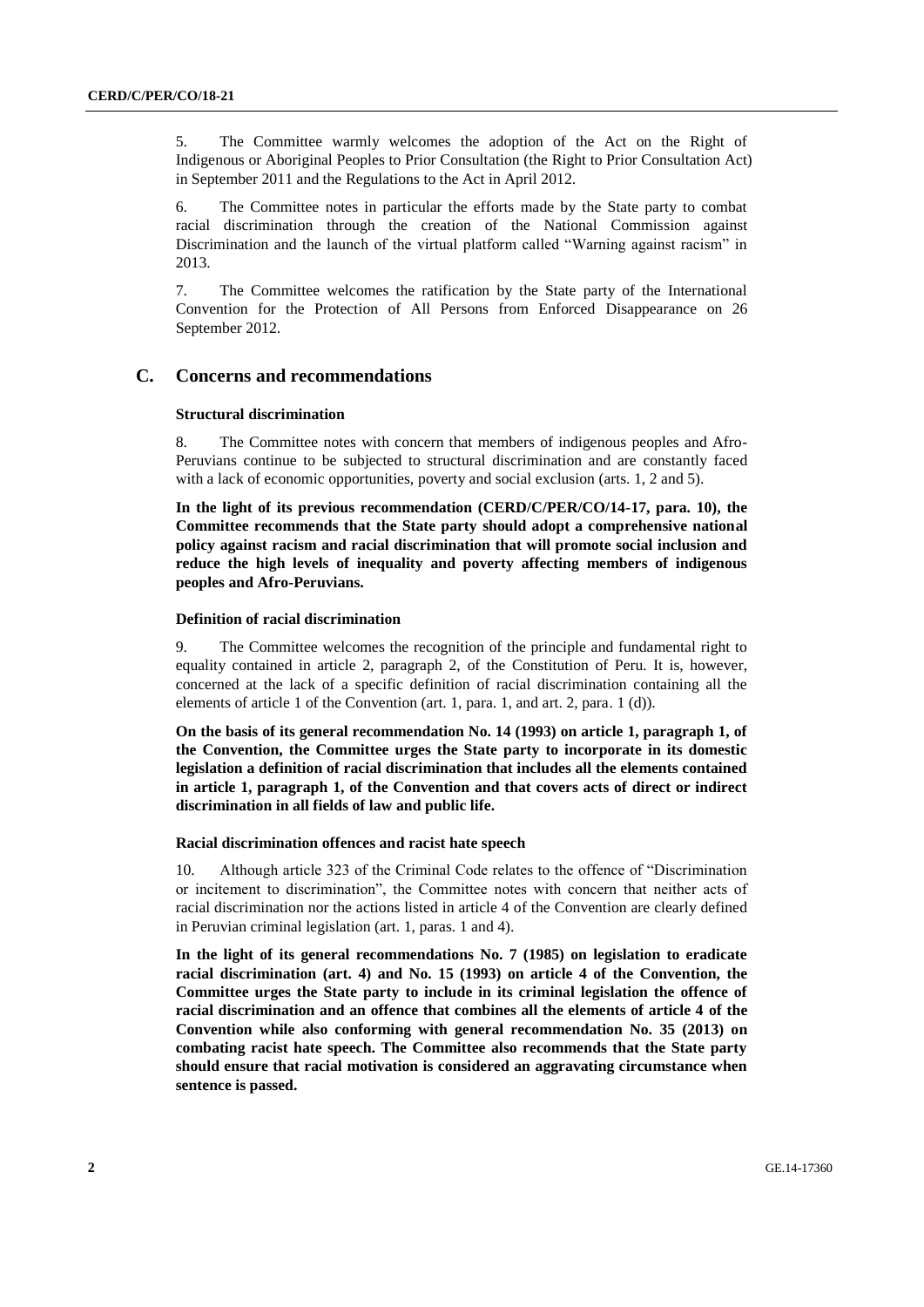5. The Committee warmly welcomes the adoption of the Act on the Right of Indigenous or Aboriginal Peoples to Prior Consultation (the Right to Prior Consultation Act) in September 2011 and the Regulations to the Act in April 2012.

6. The Committee notes in particular the efforts made by the State party to combat racial discrimination through the creation of the National Commission against Discrimination and the launch of the virtual platform called "Warning against racism" in 2013.

7. The Committee welcomes the ratification by the State party of the International Convention for the Protection of All Persons from Enforced Disappearance on 26 September 2012.

## C. Concerns and recommendations

### Structural discrimination

8. The Committee notes with concern that members of indigenous peoples and Afro-Peruvians continue to be subjected to structural discrimination and are constantly faced with a lack of economic opportunities, poverty and social exclusion (arts. 1, 2 and 5).

**In the light of its previous recommendation (CERD/C/PER/CO/14-17, para. 10), the Committee recommends that the State party should adopt a comprehensive national policy against racism and racial discrimination that will promote social inclusion and reduce the high levels of inequality and poverty affecting members of indigenous peoples and Afro-Peruvians.**

### Definition of racial discrimination

9. The Committee welcomes the recognition of the principle and fundamental right to equality contained in article 2, paragraph 2, of the Constitution of Peru. It is, however, concerned at the lack of a specific definition of racial discrimination containing all the elements of article 1 of the Convention (art. 1, para. 1, and art. 2, para. 1 (d)).

**On the basis of its general recommendation No. 14 (1993) on article 1, paragraph 1, of the Convention, the Committee urges the State party to incorporate in its domestic legislation a definition of racial discrimination that includes all the elements contained in article 1, paragraph 1, of the Convention and that covers acts of direct or indirect discrimination in all fields of law and public life.**

### Racial discrimination offences and racist hate speech

10. Although article 323 of the Criminal Code relates to the offence of "Discrimination or incitement to discrimination", the Committee notes with concern that neither acts of racial discrimination nor the actions listed in article 4 of the Convention are clearly defined in Peruvian criminal legislation (art. 1, paras. 1 and 4).

**In the light of its general recommendations No. 7 (1985) on legislation to eradicate racial discrimination (art. 4) and No. 15 (1993) on article 4 of the Convention, the Committee urges the State party to include in its criminal legislation the offence of racial discrimination and an offence that combines all the elements of article 4 of the Convention while also conforming with general recommendation No. 35 (2013) on combating racist hate speech. The Committee also recommends that the State party should ensure that racial motivation is considered an aggravating circumstance when sentence is passed.**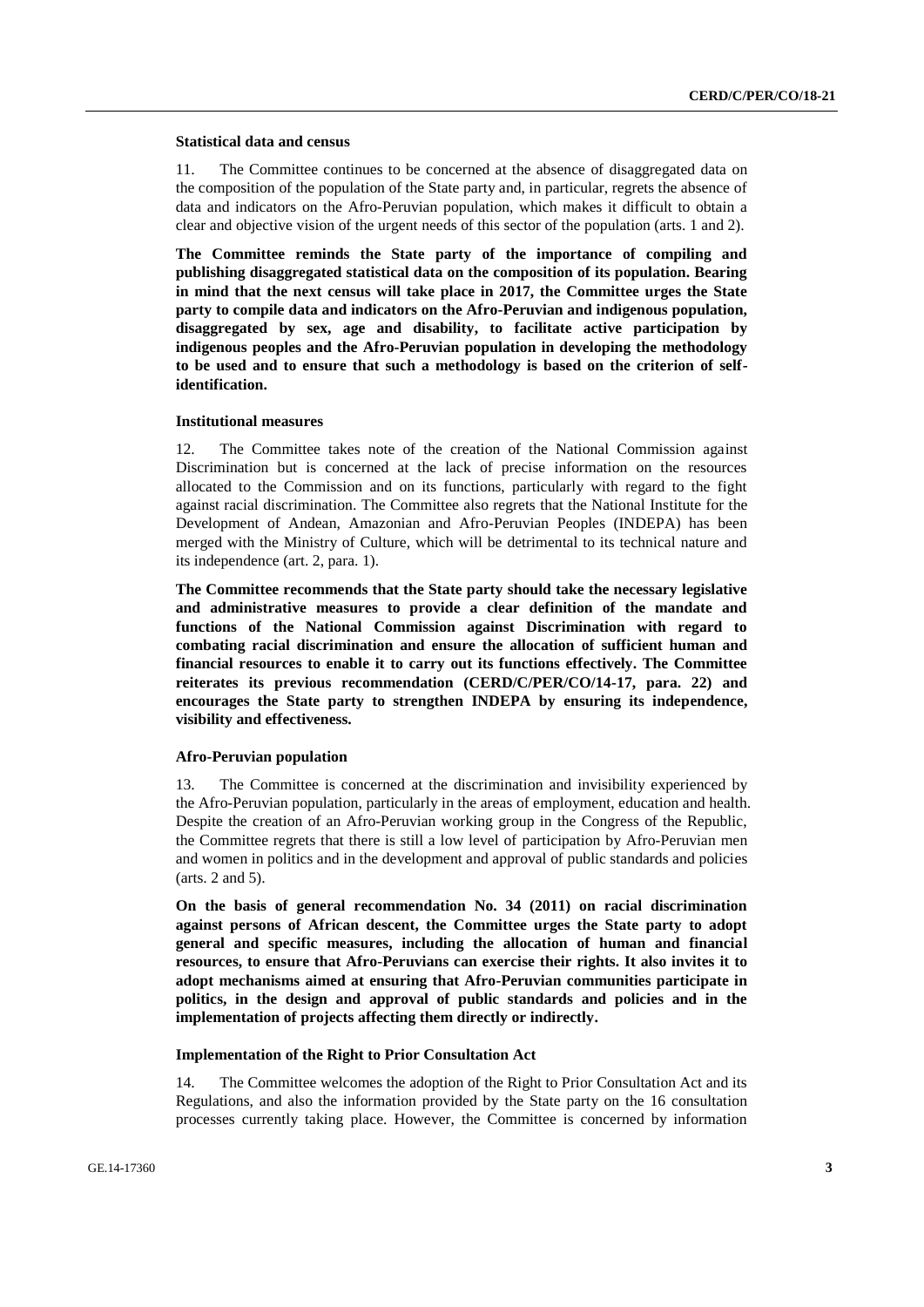### Statistical data and census

11. The Committee continues to be concerned at the absence of disaggregated data on the composition of the population of the State party and, in particular, regrets the absence of data and indicators on the Afro-Peruvian population, which makes it difficult to obtain a clear and objective vision of the urgent needs of this sector of the population (arts. 1 and 2).

**The Committee reminds the State party of the importance of compiling and publishing disaggregated statistical data on the composition of its population. Bearing in mind that the next census will take place in 2017, the Committee urges the State party to compile data and indicators on the Afro-Peruvian and indigenous population, disaggregated by sex, age and disability, to facilitate active participation by indigenous peoples and the Afro-Peruvian population in developing the methodology to be used and to ensure that such a methodology is based on the criterion of self-identification.**

### Institutional measures

12. The Committee takes note of the creation of the National Commission against Discrimination but is concerned at the lack of precise information on the resources allocated to the Commission and on its functions, particularly with regard to the fight against racial discrimination. The Committee also regrets that the National Institute for the Development of Andean, Amazonian and Afro-Peruvian Peoples (INDEPA) has been merged with the Ministry of Culture, which will be detrimental to its technical nature and its independence (art. 2, para. 1).

**The Committee recommends that the State party should take the necessary legislative and administrative measures to provide a clear definition of the mandate and functions of the National Commission against Discrimination with regard to combating racial discrimination and ensure the allocation of sufficient human and financial resources to enable it to carry out its functions effectively. The Committee reiterates its previous recommendation (CERD/C/PER/CO/14-17, para. 22) and encourages the State party to strengthen INDEPA by ensuring its independence, visibility and effectiveness.**

### Afro-Peruvian population

13. The Committee is concerned at the discrimination and invisibility experienced by the Afro-Peruvian population, particularly in the areas of employment, education and health. Despite the creation of an Afro-Peruvian working group in the Congress of the Republic, the Committee regrets that there is still a low level of participation by Afro-Peruvian men and women in politics and in the development and approval of public standards and policies (arts. 2 and 5).

**On the basis of general recommendation No. 34 (2011) on racial discrimination against persons of African descent, the Committee urges the State party to adopt general and specific measures, including the allocation of human and financial resources, to ensure that Afro-Peruvians can exercise their rights. It also invites it to adopt mechanisms aimed at ensuring that Afro-Peruvian communities participate in politics, in the design and approval of public standards and policies and in the implementation of projects affecting them directly or indirectly.**

### Implementation of the Right to Prior Consultation Act

14. The Committee welcomes the adoption of the Right to Prior Consultation Act and its Regulations, and also the information provided by the State party on the 16 consultation processes currently taking place. However, the Committee is concerned by information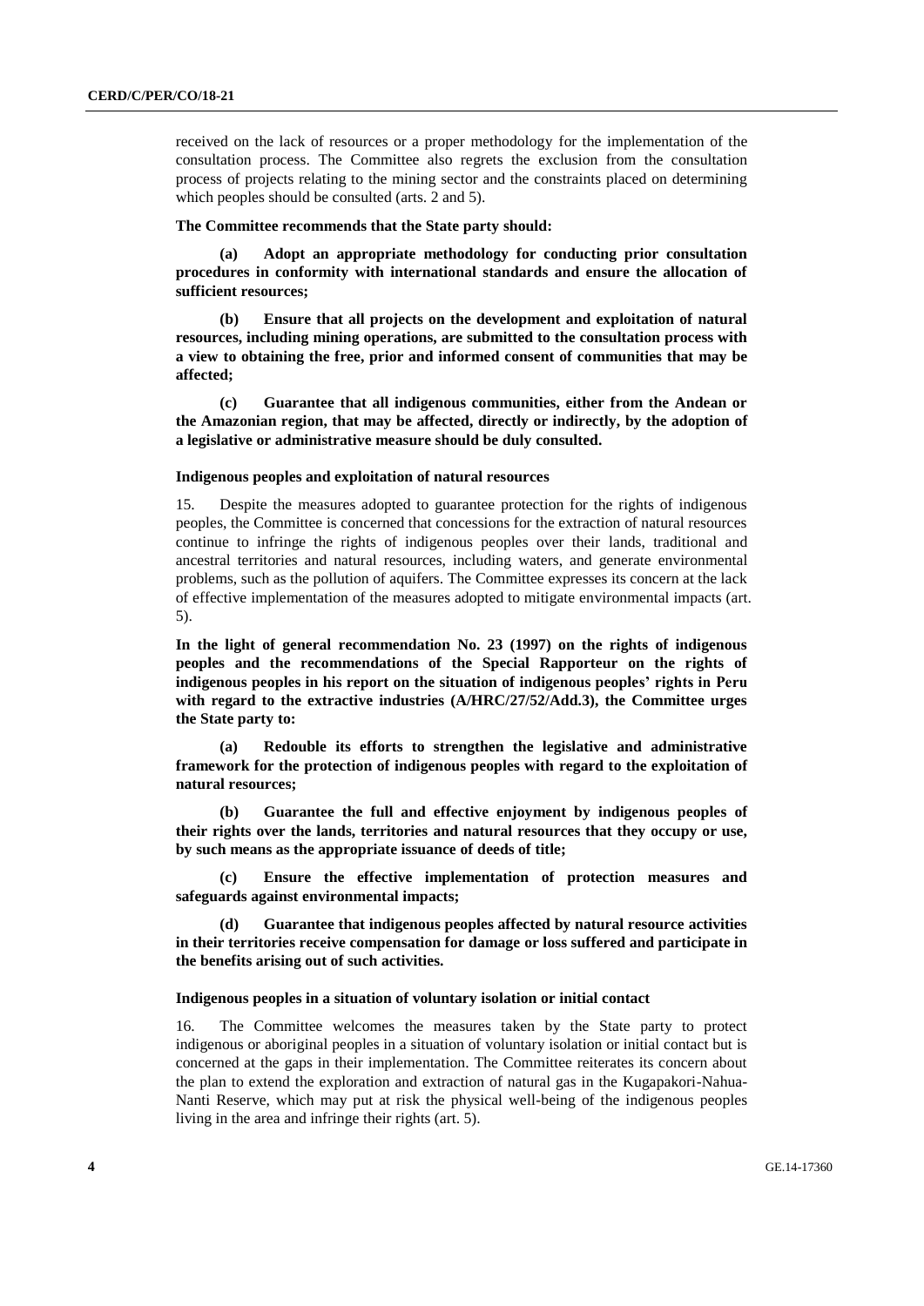received on the lack of resources or a proper methodology for the implementation of the consultation process. The Committee also regrets the exclusion from the consultation process of projects relating to the mining sector and the constraints placed on determining which peoples should be consulted (arts. 2 and 5).

**The Committee recommends that the State party should:**

**(a) Adopt an appropriate methodology for conducting prior consultation procedures in conformity with international standards and ensure the allocation of sufficient resources;**

**(b) Ensure that all projects on the development and exploitation of natural resources, including mining operations, are submitted to the consultation process with a view to obtaining the free, prior and informed consent of communities that may be affected;**

**(c) Guarantee that all indigenous communities, either from the Andean or the Amazonian region, that may be affected, directly or indirectly, by the adoption of a legislative or administrative measure should be duly consulted.**

#### Indigenous peoples and exploitation of natural resources

15. Despite the measures adopted to guarantee protection for the rights of indigenous peoples, the Committee is concerned that concessions for the extraction of natural resources continue to infringe the rights of indigenous peoples over their lands, traditional and ancestral territories and natural resources, including waters, and generate environmental problems, such as the pollution of aquifers. The Committee expresses its concern at the lack of effective implementation of the measures adopted to mitigate environmental impacts (art. 5).

**In the light of general recommendation No. 23 (1997) on the rights of indigenous peoples and the recommendations of the Special Rapporteur on the rights of indigenous peoples in his report on the situation of indigenous peoples' rights in Peru with regard to the extractive industries (A/HRC/27/52/Add.3), the Committee urges the State party to:**

**(a) Redouble its efforts to strengthen the legislative and administrative framework for the protection of indigenous peoples with regard to the exploitation of natural resources;**

**(b) Guarantee the full and effective enjoyment by indigenous peoples of their rights over the lands, territories and natural resources that they occupy or use, by such means as the appropriate issuance of deeds of title;**

**(c) Ensure the effective implementation of protection measures and safeguards against environmental impacts;**

**(d) Guarantee that indigenous peoples affected by natural resource activities in their territories receive compensation for damage or loss suffered and participate in the benefits arising out of such activities.**

#### Indigenous peoples in a situation of voluntary isolation or initial contact

16. The Committee welcomes the measures taken by the State party to protect indigenous or aboriginal peoples in a situation of voluntary isolation or initial contact but is concerned at the gaps in their implementation. The Committee reiterates its concern about the plan to extend the exploration and extraction of natural gas in the Kugapakori-Nahua-Nanti Reserve, which may put at risk the physical well-being of the indigenous peoples living in the area and infringe their rights (art. 5).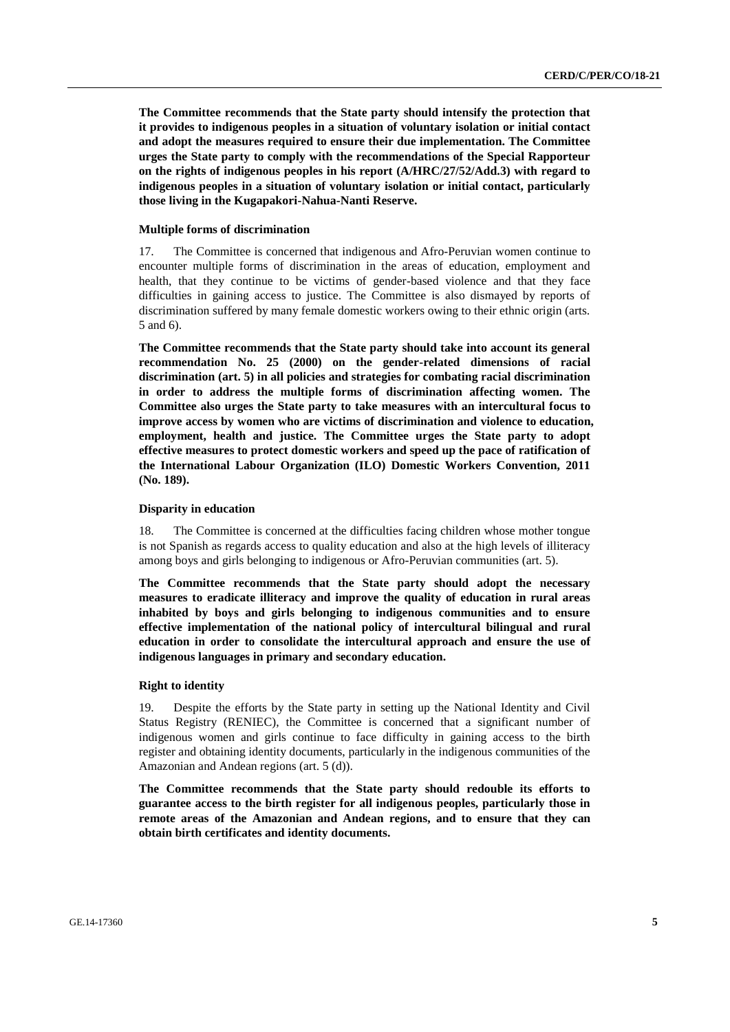**The Committee recommends that the State party should intensify the protection that it provides to indigenous peoples in a situation of voluntary isolation or initial contact and adopt the measures required to ensure their due implementation. The Committee urges the State party to comply with the recommendations of the Special Rapporteur on the rights of indigenous peoples in his report (A/HRC/27/52/Add.3) with regard to indigenous peoples in a situation of voluntary isolation or initial contact, particularly those living in the Kugapakori-Nahua-Nanti Reserve.**

#### Multiple forms of discrimination

17. The Committee is concerned that indigenous and Afro-Peruvian women continue to encounter multiple forms of discrimination in the areas of education, employment and health, that they continue to be victims of gender-based violence and that they face difficulties in gaining access to justice. The Committee is also dismayed by reports of discrimination suffered by many female domestic workers owing to their ethnic origin (arts. 5 and 6).

**The Committee recommends that the State party should take into account its general recommendation No. 25 (2000) on the gender-related dimensions of racial discrimination (art. 5) in all policies and strategies for combating racial discrimination in order to address the multiple forms of discrimination affecting women. The Committee also urges the State party to take measures with an intercultural focus to improve access by women who are victims of discrimination and violence to education, employment, health and justice. The Committee urges the State party to adopt effective measures to protect domestic workers and speed up the pace of ratification of the International Labour Organization (ILO) Domestic Workers Convention, 2011 (No. 189).**

#### Disparity in education

18. The Committee is concerned at the difficulties facing children whose mother tongue is not Spanish as regards access to quality education and also at the high levels of illiteracy among boys and girls belonging to indigenous or Afro-Peruvian communities (art. 5).

**The Committee recommends that the State party should adopt the necessary measures to eradicate illiteracy and improve the quality of education in rural areas inhabited by boys and girls belonging to indigenous communities and to ensure effective implementation of the national policy of intercultural bilingual and rural education in order to consolidate the intercultural approach and ensure the use of indigenous languages in primary and secondary education.**

#### Right to identity

19. Despite the efforts by the State party in setting up the National Identity and Civil Status Registry (RENIEC), the Committee is concerned that a significant number of indigenous women and girls continue to face difficulty in gaining access to the birth register and obtaining identity documents, particularly in the indigenous communities of the Amazonian and Andean regions (art. 5 (d)).

**The Committee recommends that the State party should redouble its efforts to guarantee access to the birth register for all indigenous peoples, particularly those in remote areas of the Amazonian and Andean regions, and to ensure that they can obtain birth certificates and identity documents.**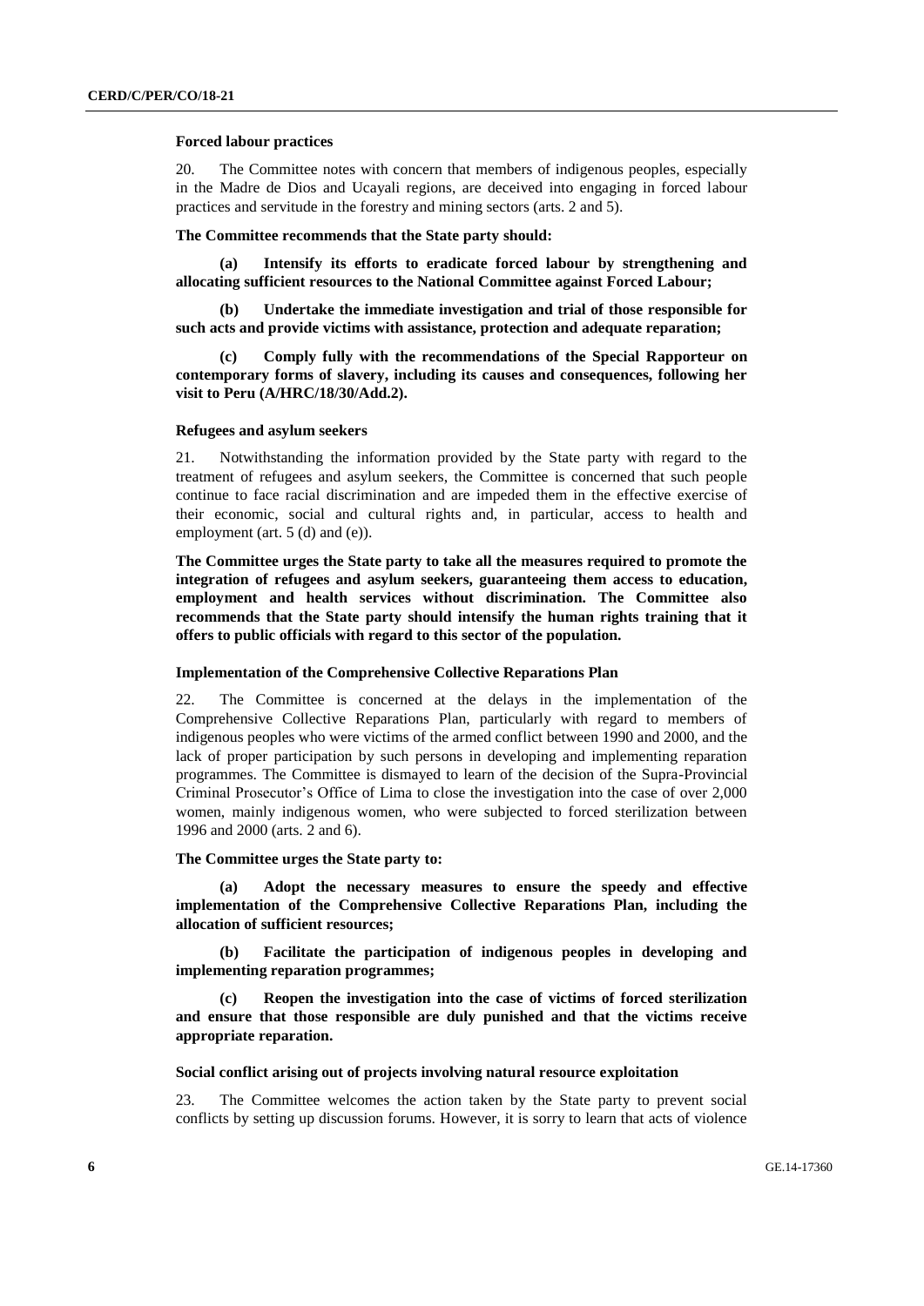**Forced labour practices**

20. The Committee notes with concern that members of indigenous peoples, especially in the Madre de Dios and Ucayali regions, are deceived into engaging in forced labour practices and servitude in the forestry and mining sectors (arts. 2 and 5).

**The Committee recommends that the State party should:**

**(a) Intensify its efforts to eradicate forced labour by strengthening and allocating sufficient resources to the National Committee against Forced Labour;**

**(b) Undertake the immediate investigation and trial of those responsible for such acts and provide victims with assistance, protection and adequate reparation;**

**(c) Comply fully with the recommendations of the Special Rapporteur on contemporary forms of slavery, including its causes and consequences, following her visit to Peru (A/HRC/18/30/Add.2).**

**Refugees and asylum seekers**

21. Notwithstanding the information provided by the State party with regard to the treatment of refugees and asylum seekers, the Committee is concerned that such people continue to face racial discrimination and are impeded them in the effective exercise of their economic, social and cultural rights and, in particular, access to health and employment (art. 5 (d) and (e)).

**The Committee urges the State party to take all the measures required to promote the integration of refugees and asylum seekers, guaranteeing them access to education, employment and health services without discrimination. The Committee also recommends that the State party should intensify the human rights training that it offers to public officials with regard to this sector of the population.**

**Implementation of the Comprehensive Collective Reparations Plan**

22. The Committee is concerned at the delays in the implementation of the Comprehensive Collective Reparations Plan, particularly with regard to members of indigenous peoples who were victims of the armed conflict between 1990 and 2000, and the lack of proper participation by such persons in developing and implementing reparation programmes. The Committee is dismayed to learn of the decision of the Supra-Provincial Criminal Prosecutor's Office of Lima to close the investigation into the case of over 2,000 women, mainly indigenous women, who were subjected to forced sterilization between 1996 and 2000 (arts. 2 and 6).

**The Committee urges the State party to:**

**(a) Adopt the necessary measures to ensure the speedy and effective implementation of the Comprehensive Collective Reparations Plan, including the allocation of sufficient resources;**

**(b) Facilitate the participation of indigenous peoples in developing and implementing reparation programmes;**

**(c) Reopen the investigation into the case of victims of forced sterilization and ensure that those responsible are duly punished and that the victims receive appropriate reparation.**

**Social conflict arising out of projects involving natural resource exploitation**

23. The Committee welcomes the action taken by the State party to prevent social conflicts by setting up discussion forums. However, it is sorry to learn that acts of violence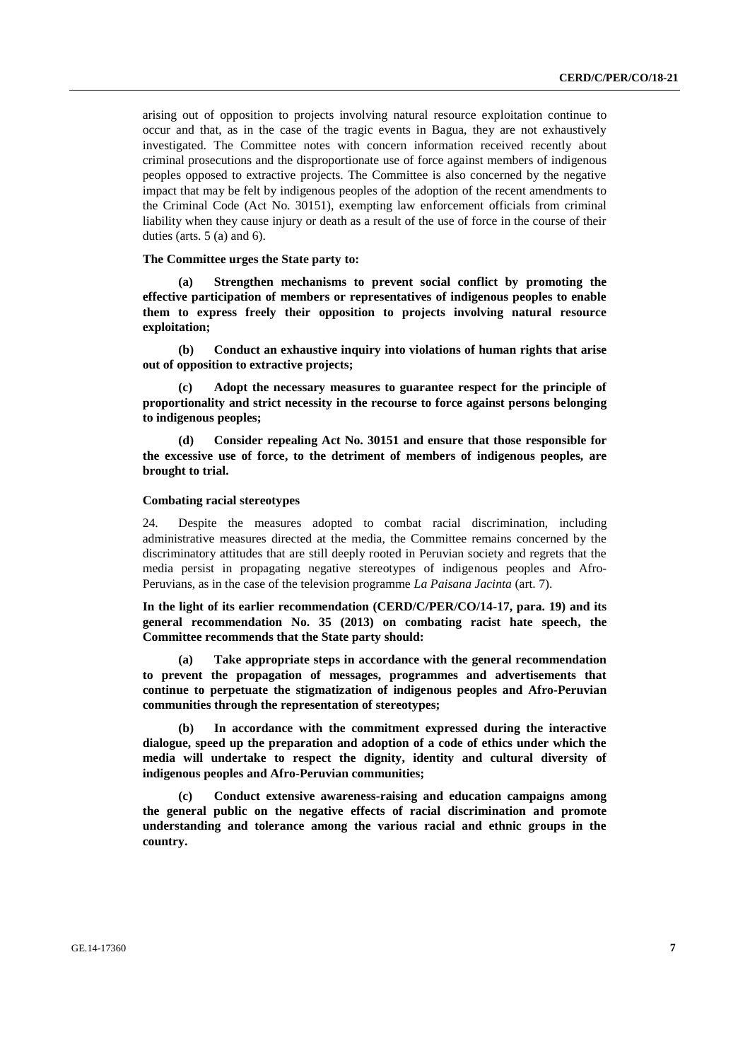arising out of opposition to projects involving natural resource exploitation continue to occur and that, as in the case of the tragic events in Bagua, they are not exhaustively investigated. The Committee notes with concern information received recently about criminal prosecutions and the disproportionate use of force against members of indigenous peoples opposed to extractive projects. The Committee is also concerned by the negative impact that may be felt by indigenous peoples of the adoption of the recent amendments to the Criminal Code (Act No. 30151), exempting law enforcement officials from criminal liability when they cause injury or death as a result of the use of force in the course of their duties (arts. 5 (a) and 6).

**The Committee urges the State party to:**

**(a) Strengthen mechanisms to prevent social conflict by promoting the effective participation of members or representatives of indigenous peoples to enable them to express freely their opposition to projects involving natural resource exploitation;**

**(b) Conduct an exhaustive inquiry into violations of human rights that arise out of opposition to extractive projects;**

**(c) Adopt the necessary measures to guarantee respect for the principle of proportionality and strict necessity in the recourse to force against persons belonging to indigenous peoples;**

**(d) Consider repealing Act No. 30151 and ensure that those responsible for the excessive use of force, to the detriment of members of indigenous peoples, are brought to trial.**

#### Combating racial stereotypes

24. Despite the measures adopted to combat racial discrimination, including administrative measures directed at the media, the Committee remains concerned by the discriminatory attitudes that are still deeply rooted in Peruvian society and regrets that the media persist in propagating negative stereotypes of indigenous peoples and Afro-Peruvians, as in the case of the television programme *La Paisana Jacinta* (art. 7).

**In the light of its earlier recommendation (CERD/C/PER/CO/14-17, para. 19) and its general recommendation No. 35 (2013) on combating racist hate speech, the Committee recommends that the State party should:**

**(a) Take appropriate steps in accordance with the general recommendation to prevent the propagation of messages, programmes and advertisements that continue to perpetuate the stigmatization of indigenous peoples and Afro-Peruvian communities through the representation of stereotypes;**

**(b) In accordance with the commitment expressed during the interactive dialogue, speed up the preparation and adoption of a code of ethics under which the media will undertake to respect the dignity, identity and cultural diversity of indigenous peoples and Afro-Peruvian communities;**

**(c) Conduct extensive awareness-raising and education campaigns among the general public on the negative effects of racial discrimination and promote understanding and tolerance among the various racial and ethnic groups in the country.**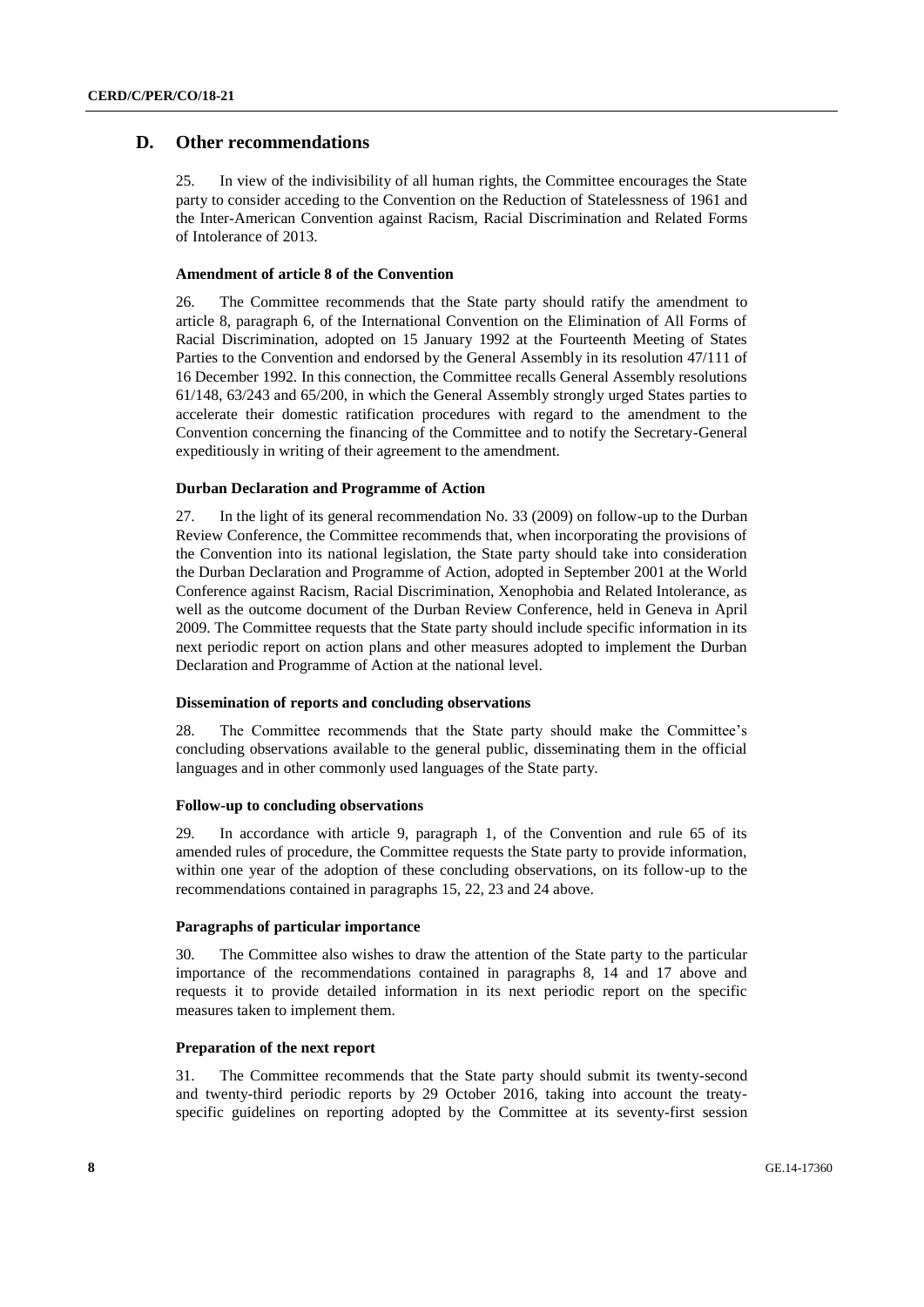## D. Other recommendations

25. In view of the indivisibility of all human rights, the Committee encourages the State party to consider acceding to the Convention on the Reduction of Statelessness of 1961 and the Inter-American Convention against Racism, Racial Discrimination and Related Forms of Intolerance of 2013.

### Amendment of article 8 of the Convention

26. The Committee recommends that the State party should ratify the amendment to article 8, paragraph 6, of the International Convention on the Elimination of All Forms of Racial Discrimination, adopted on 15 January 1992 at the Fourteenth Meeting of States Parties to the Convention and endorsed by the General Assembly in its resolution 47/111 of 16 December 1992. In this connection, the Committee recalls General Assembly resolutions 61/148, 63/243 and 65/200, in which the General Assembly strongly urged States parties to accelerate their domestic ratification procedures with regard to the amendment to the Convention concerning the financing of the Committee and to notify the Secretary-General expeditiously in writing of their agreement to the amendment.

### Durban Declaration and Programme of Action

27. In the light of its general recommendation No. 33 (2009) on follow-up to the Durban Review Conference, the Committee recommends that, when incorporating the provisions of the Convention into its national legislation, the State party should take into consideration the Durban Declaration and Programme of Action, adopted in September 2001 at the World Conference against Racism, Racial Discrimination, Xenophobia and Related Intolerance, as well as the outcome document of the Durban Review Conference, held in Geneva in April 2009. The Committee requests that the State party should include specific information in its next periodic report on action plans and other measures adopted to implement the Durban Declaration and Programme of Action at the national level.

### Dissemination of reports and concluding observations

28. The Committee recommends that the State party should make the Committee's concluding observations available to the general public, disseminating them in the official languages and in other commonly used languages of the State party.

### Follow-up to concluding observations

29. In accordance with article 9, paragraph 1, of the Convention and rule 65 of its amended rules of procedure, the Committee requests the State party to provide information, within one year of the adoption of these concluding observations, on its follow-up to the recommendations contained in paragraphs 15, 22, 23 and 24 above.

### Paragraphs of particular importance

30. The Committee also wishes to draw the attention of the State party to the particular importance of the recommendations contained in paragraphs 8, 14 and 17 above and requests it to provide detailed information in its next periodic report on the specific measures taken to implement them.

### Preparation of the next report

31. The Committee recommends that the State party should submit its twenty-second and twenty-third periodic reports by 29 October 2016, taking into account the treaty-specific guidelines on reporting adopted by the Committee at its seventy-first session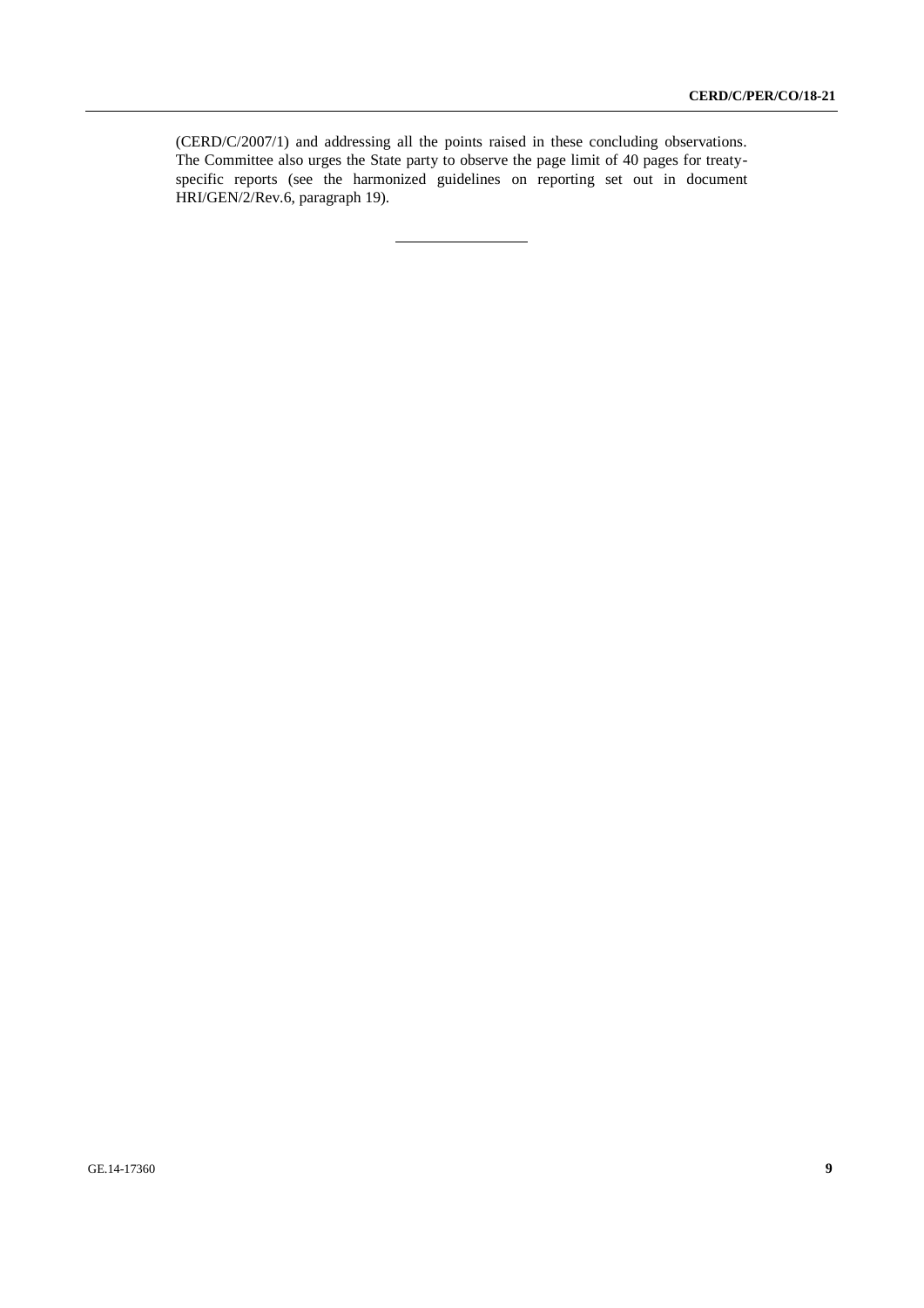(CERD/C/2007/1) and addressing all the points raised in these concluding observations. The Committee also urges the State party to observe the page limit of 40 pages for treaty-specific reports (see the harmonized guidelines on reporting set out in document HRI/GEN/2/Rev.6, paragraph 19).